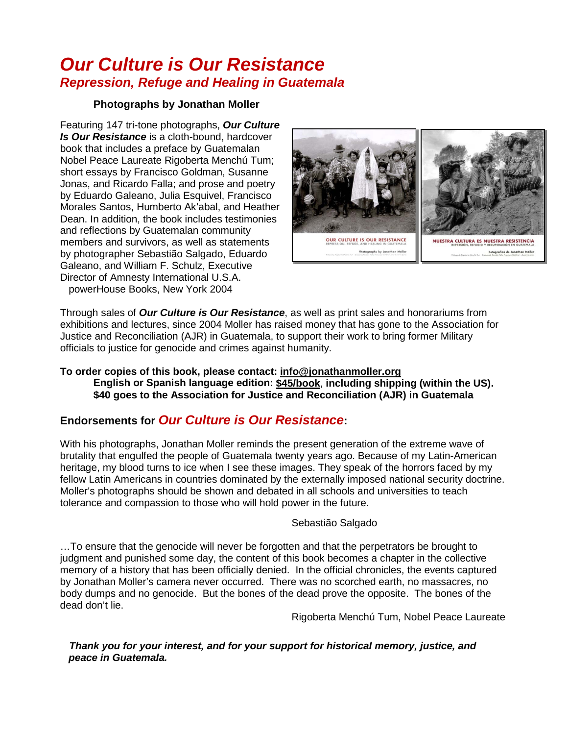# *Our Culture is Our Resistance*

## *Repression, Refuge and Healing in Guatemala*

**Photographs by Jonathan Moller**

Featuring 147 tri-tone photographs, ***Our Culture Is Our Resistance*** is a cloth-bound, hardcover book that includes a preface by Guatemalan Nobel Peace Laureate Rigoberta Menchú Tum; short essays by Francisco Goldman, Susanne Jonas, and Ricardo Falla; and prose and poetry by Eduardo Galeano, Julia Esquivel, Francisco Morales Santos, Humberto Ak'abal, and Heather Dean. In addition, the book includes testimonies and reflections by Guatemalan community members and survivors, as well as statements by photographer Sebastião Salgado, Eduardo Galeano, and William F. Schulz, Executive Director of Amnesty International U.S.A.

powerHouse Books, New York 2004

Through sales of ***Our Culture is Our Resistance***, as well as print sales and honorariums from exhibitions and lectures, since 2004 Moller has raised money that has gone to the Association for Justice and Reconciliation (AJR) in Guatemala, to support their work to bring former Military officials to justice for genocide and crimes against humanity.

**To order copies of this book, please contact: info@jonathanmoller.org**

**English or Spanish language edition: $45/book, including shipping (within the US).**
**$40 goes to the Association for Justice and Reconciliation (AJR) in Guatemala**

## Endorsements for *Our Culture is Our Resistance*:

With his photographs, Jonathan Moller reminds the present generation of the extreme wave of brutality that engulfed the people of Guatemala twenty years ago. Because of my Latin-American heritage, my blood turns to ice when I see these images. They speak of the horrors faced by my fellow Latin Americans in countries dominated by the externally imposed national security doctrine. Moller's photographs should be shown and debated in all schools and universities to teach tolerance and compassion to those who will hold power in the future.

Sebastião Salgado

…To ensure that the genocide will never be forgotten and that the perpetrators be brought to judgment and punished some day, the content of this book becomes a chapter in the collective memory of a history that has been officially denied. In the official chronicles, the events captured by Jonathan Moller's camera never occurred. There was no scorched earth, no massacres, no body dumps and no genocide. But the bones of the dead prove the opposite. The bones of the dead don't lie.

Rigoberta Menchú Tum, Nobel Peace Laureate

***Thank you for your interest, and for your support for historical memory, justice, and peace in Guatemala.***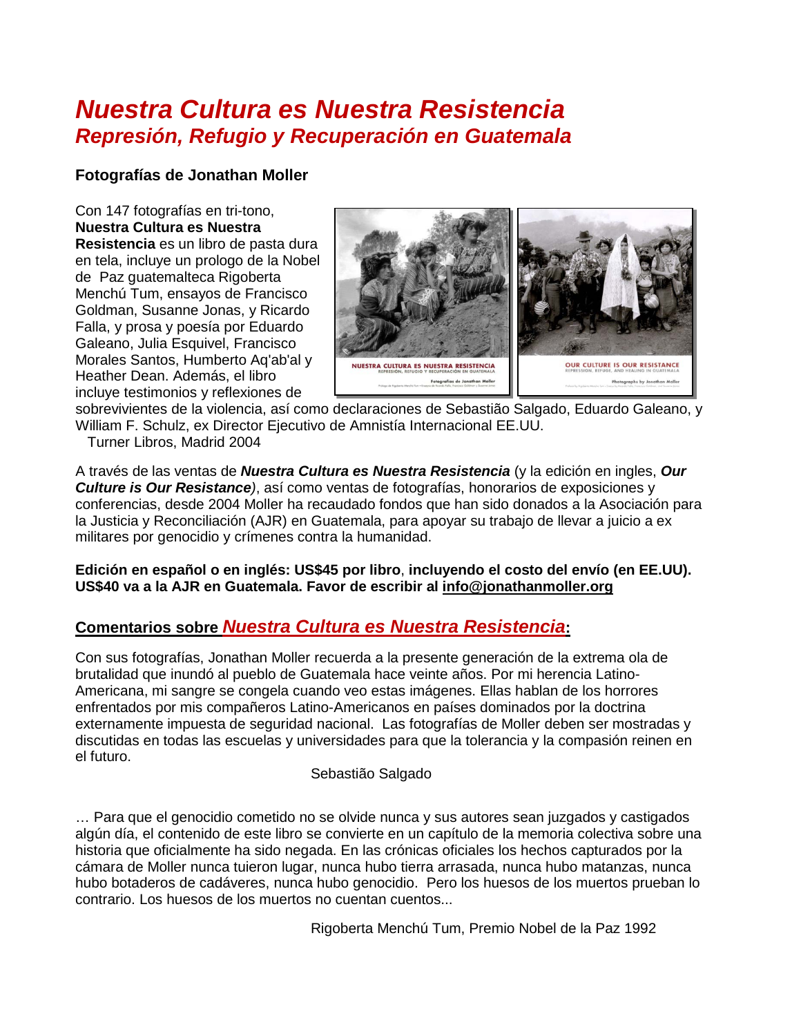# *Nuestra Cultura es Nuestra Resistencia*
## *Represión, Refugio y Recuperación en Guatemala*

**Fotografías de Jonathan Moller**

Con 147 fotografías en tri-tono, **Nuestra Cultura es Nuestra Resistencia** es un libro de pasta dura en tela, incluye un prologo de la Nobel de Paz guatemalteca Rigoberta Menchú Tum, ensayos de Francisco Goldman, Susanne Jonas, y Ricardo Falla, y prosa y poesía por Eduardo Galeano, Julia Esquivel, Francisco Morales Santos, Humberto Aq'ab'al y Heather Dean. Además, el libro incluye testimonios y reflexiones de sobrevivientes de la violencia, así como declaraciones de Sebastião Salgado, Eduardo Galeano, y William F. Schulz, ex Director Ejecutivo de Amnistía Internacional EE.UU.

Turner Libros, Madrid 2004

A través de las ventas de ***Nuestra Cultura es Nuestra Resistencia*** (y la edición en ingles, ***Our Culture is Our Resistance)***, así como ventas de fotografías, honorarios de exposiciones y conferencias, desde 2004 Moller ha recaudado fondos que han sido donados a la Asociación para la Justicia y Reconciliación (AJR) en Guatemala, para apoyar su trabajo de llevar a juicio a ex militares por genocidio y crímenes contra la humanidad.

**Edición en español o en inglés: US$45 por libro**, **incluyendo el costo del envío (en EE.UU). US$40 va a la AJR en Guatemala. Favor de escribir al info@jonathanmoller.org**

## Comentarios sobre *Nuestra Cultura es Nuestra Resistencia*:

Con sus fotografías, Jonathan Moller recuerda a la presente generación de la extrema ola de brutalidad que inundó al pueblo de Guatemala hace veinte años. Por mi herencia Latino-Americana, mi sangre se congela cuando veo estas imágenes. Ellas hablan de los horrores enfrentados por mis compañeros Latino-Americanos en países dominados por la doctrina externamente impuesta de seguridad nacional. Las fotografías de Moller deben ser mostradas y discutidas en todas las escuelas y universidades para que la tolerancia y la compasión reinen en el futuro.

Sebastião Salgado

… Para que el genocidio cometido no se olvide nunca y sus autores sean juzgados y castigados algún día, el contenido de este libro se convierte en un capítulo de la memoria colectiva sobre una historia que oficialmente ha sido negada. En las crónicas oficiales los hechos capturados por la cámara de Moller nunca tuieron lugar, nunca hubo tierra arrasada, nunca hubo matanzas, nunca hubo botaderos de cadáveres, nunca hubo genocidio. Pero los huesos de los muertos prueban lo contrario. Los huesos de los muertos no cuentan cuentos...

Rigoberta Menchú Tum, Premio Nobel de la Paz 1992